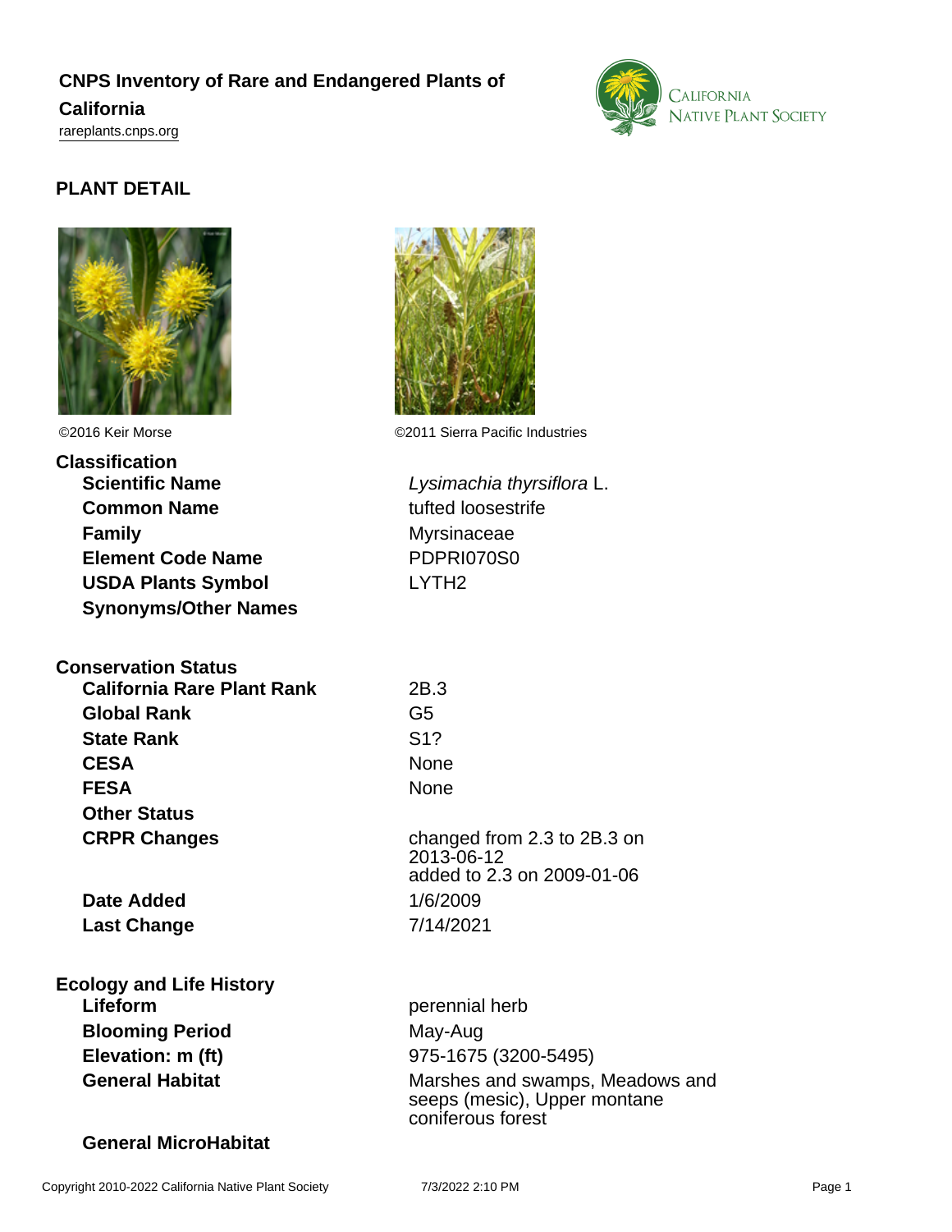# CNPS Inventory of Rare and Endangered Plants of California

rareplants.cnps.org

## PLANT DETAIL

©2016 Keir Morse

©2011 Sierra Pacific Industries

### Classification

| | |
|---|---|
| **Scientific Name** | *Lysimachia thyrsiflora* L. |
| **Common Name** | tufted loosestrife |
| **Family** | Myrsinaceae |
| **Element Code Name** | PDPRI070S0 |
| **USDA Plants Symbol** | LYTH2 |
| **Synonyms/Other Names** | |

### Conservation Status

| | |
|---|---|
| **California Rare Plant Rank** | 2B.3 |
| **Global Rank** | G5 |
| **State Rank** | S1? |
| **CESA** | None |
| **FESA** | None |
| **Other Status** | |
| **CRPR Changes** | changed from 2.3 to 2B.3 on 2013-06-12<br>added to 2.3 on 2009-01-06 |
| **Date Added** | 1/6/2009 |
| **Last Change** | 7/14/2021 |

### Ecology and Life History

| | |
|---|---|
| **Lifeform** | perennial herb |
| **Blooming Period** | May-Aug |
| **Elevation: m (ft)** | 975-1675 (3200-5495) |
| **General Habitat** | Marshes and swamps, Meadows and seeps (mesic), Upper montane coniferous forest |
| **General MicroHabitat** | |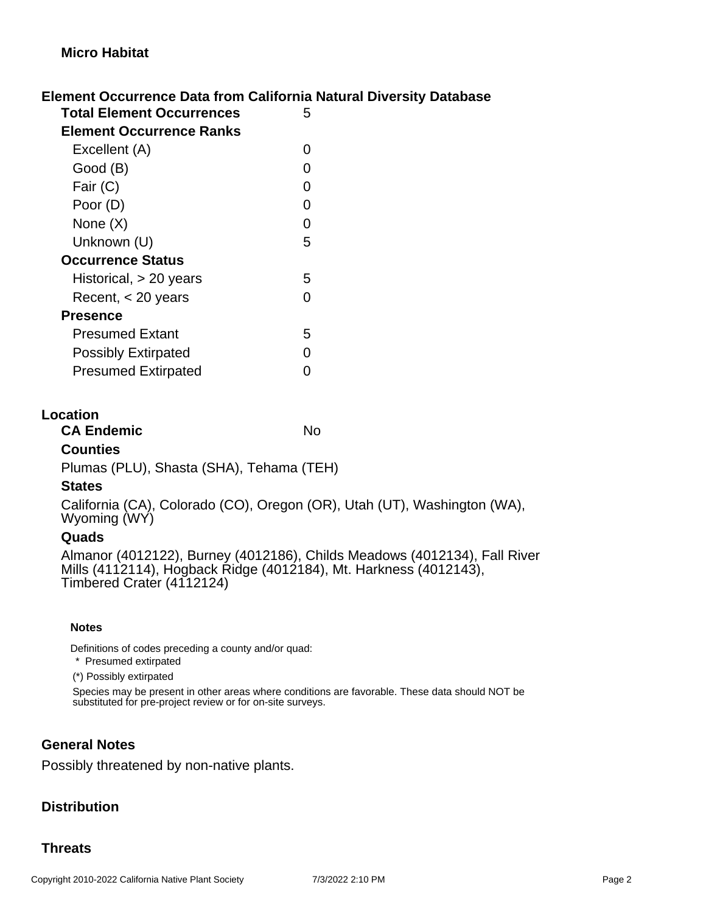### Micro Habitat

## Element Occurrence Data from California Natural Diversity Database

| | |
|---|---|
| **Total Element Occurrences** | 5 |
| **Element Occurrence Ranks** | |
| Excellent (A) | 0 |
| Good (B) | 0 |
| Fair (C) | 0 |
| Poor (D) | 0 |
| None (X) | 0 |
| Unknown (U) | 5 |
| **Occurrence Status** | |
| Historical, > 20 years | 5 |
| Recent, < 20 years | 0 |
| **Presence** | |
| Presumed Extant | 5 |
| Possibly Extirpated | 0 |
| Presumed Extirpated | 0 |

## Location

**CA Endemic** No

### Counties

Plumas (PLU), Shasta (SHA), Tehama (TEH)

### States

California (CA), Colorado (CO), Oregon (OR), Utah (UT), Washington (WA), Wyoming (WY)

### Quads

Almanor (4012122), Burney (4012186), Childs Meadows (4012134), Fall River Mills (4112114), Hogback Ridge (4012184), Mt. Harkness (4012143), Timbered Crater (4112124)

#### Notes

Definitions of codes preceding a county and/or quad:

\* Presumed extirpated

(*) Possibly extirpated

Species may be present in other areas where conditions are favorable. These data should NOT be substituted for pre-project review or for on-site surveys.

## General Notes

Possibly threatened by non-native plants.

## Distribution

## Threats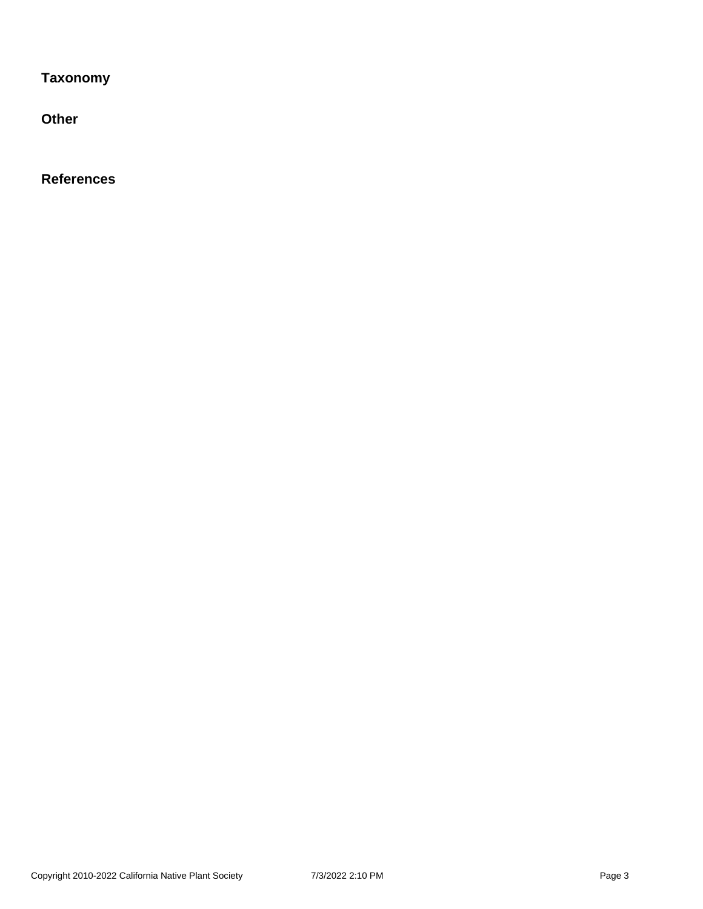## Taxonomy

## Other

## References